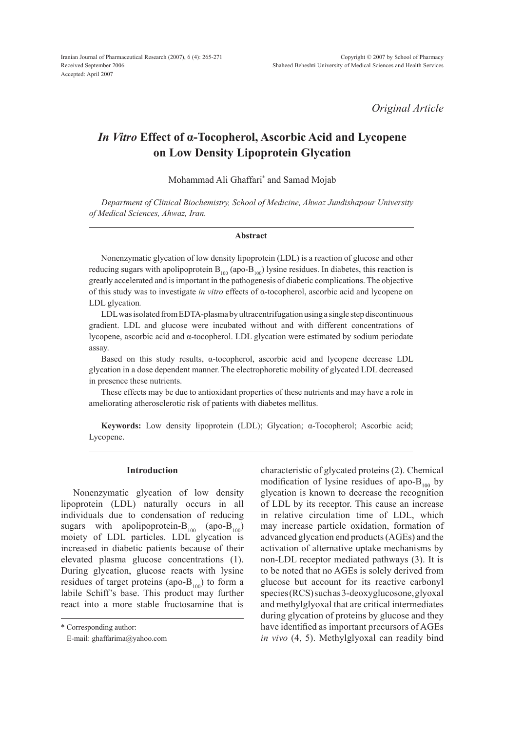Received September 2006
Accepted: April 2007

*Original Article*

# *In Vitro* Effect of α-Tocopherol, Ascorbic Acid and Lycopene on Low Density Lipoprotein Glycation

Mohammad Ali Ghaffari* and Samad Mojab

*Department of Clinical Biochemistry, School of Medicine, Ahwaz Jundishapour University of Medical Sciences, Ahwaz, Iran.*

## Abstract

Nonenzymatic glycation of low density lipoprotein (LDL) is a reaction of glucose and other reducing sugars with apolipoprotein $B_{100}$ (apo-$B_{100}$) lysine residues. In diabetes, this reaction is greatly accelerated and is important in the pathogenesis of diabetic complications. The objective of this study was to investigate *in vitro* effects of α-tocopherol, ascorbic acid and lycopene on LDL glycation.

LDL was isolated from EDTA-plasma by ultracentrifugation using a single step discontinuous gradient. LDL and glucose were incubated without and with different concentrations of lycopene, ascorbic acid and α-tocopherol. LDL glycation were estimated by sodium periodate assay.

Based on this study results, α-tocopherol, ascorbic acid and lycopene decrease LDL glycation in a dose dependent manner. The electrophoretic mobility of glycated LDL decreased in presence these nutrients.

These effects may be due to antioxidant properties of these nutrients and may have a role in ameliorating atherosclerotic risk of patients with diabetes mellitus.

**Keywords:** Low density lipoprotein (LDL); Glycation; α-Tocopherol; Ascorbic acid; Lycopene.

## Introduction

Nonenzymatic glycation of low density lipoprotein (LDL) naturally occurs in all individuals due to condensation of reducing sugars with apolipoprotein-$B_{100}$ (apo-$B_{100}$) moiety of LDL particles. LDL glycation is increased in diabetic patients because of their elevated plasma glucose concentrations (1). During glycation, glucose reacts with lysine residues of target proteins (apo-$B_{100}$) to form a labile Schiff's base. This product may further react into a more stable fructosamine that is characteristic of glycated proteins (2). Chemical modification of lysine residues of apo-$B_{100}$ by glycation is known to decrease the recognition of LDL by its receptor. This cause an increase in relative circulation time of LDL, which may increase particle oxidation, formation of advanced glycation end products (AGEs) and the activation of alternative uptake mechanisms by non-LDL receptor mediated pathways (3). It is to be noted that no AGEs is solely derived from glucose but account for its reactive carbonyl species (RCS) such as 3-deoxyglucosone, glyoxal and methylglyoxal that are critical intermediates during glycation of proteins by glucose and they have identified as important precursors of AGEs *in vivo* (4, 5). Methylglyoxal can readily bind

* Corresponding author:
E-mail: ghaffarima@yahoo.com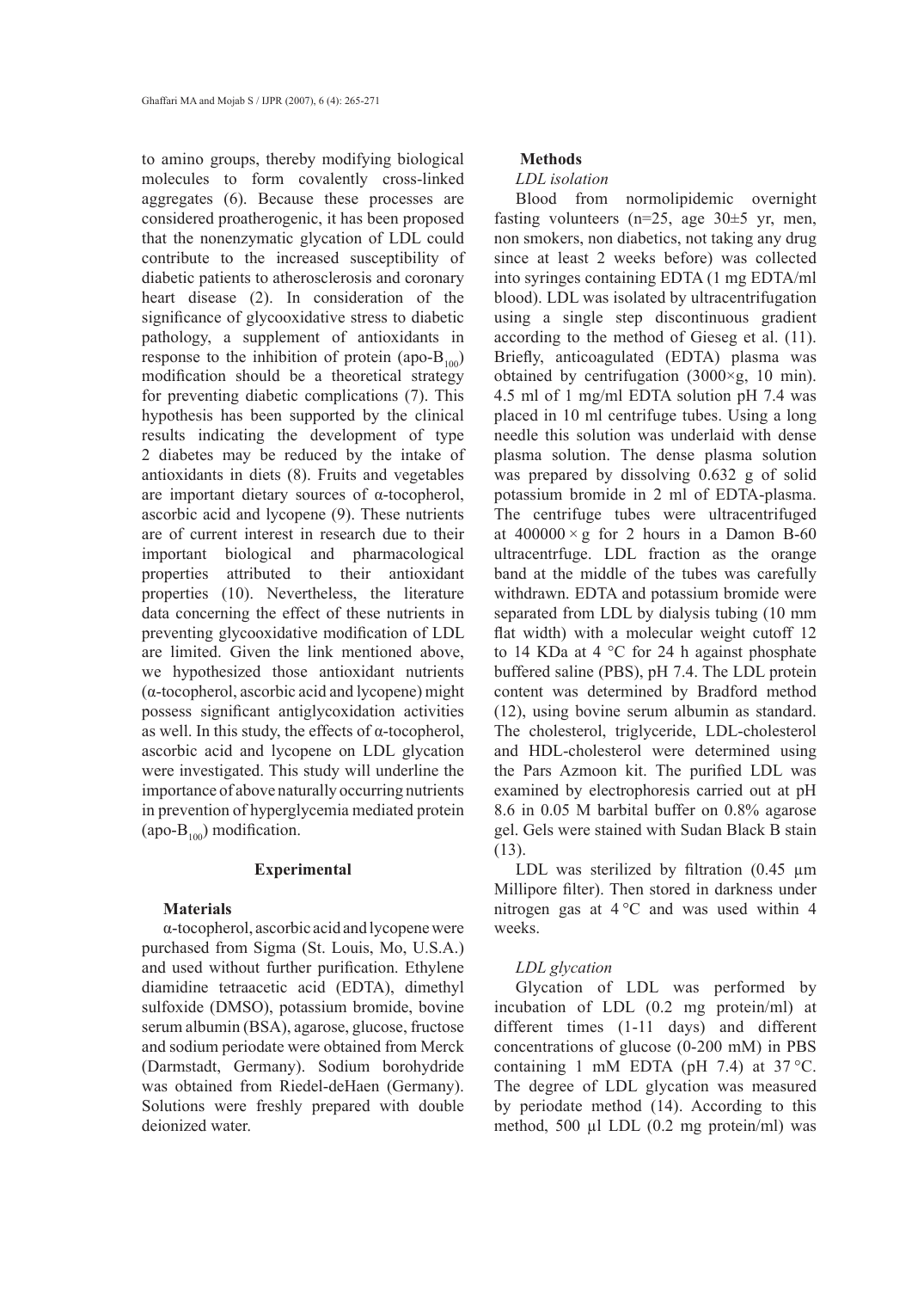to amino groups, thereby modifying biological molecules to form covalently cross-linked aggregates (6). Because these processes are considered proatherogenic, it has been proposed that the nonenzymatic glycation of LDL could contribute to the increased susceptibility of diabetic patients to atherosclerosis and coronary heart disease (2). In consideration of the significance of glycooxidative stress to diabetic pathology, a supplement of antioxidants in response to the inhibition of protein (apo-$B_{100}$) modification should be a theoretical strategy for preventing diabetic complications (7). This hypothesis has been supported by the clinical results indicating the development of type 2 diabetes may be reduced by the intake of antioxidants in diets (8). Fruits and vegetables are important dietary sources of α-tocopherol, ascorbic acid and lycopene (9). These nutrients are of current interest in research due to their important biological and pharmacological properties attributed to their antioxidant properties (10). Nevertheless, the literature data concerning the effect of these nutrients in preventing glycooxidative modification of LDL are limited. Given the link mentioned above, we hypothesized those antioxidant nutrients (α-tocopherol, ascorbic acid and lycopene) might possess significant antiglycoxidation activities as well. In this study, the effects of α-tocopherol, ascorbic acid and lycopene on LDL glycation were investigated. This study will underline the importance of above naturally occurring nutrients in prevention of hyperglycemia mediated protein (apo-$B_{100}$) modification.

## Experimental

### Materials

α-tocopherol, ascorbic acid and lycopene were purchased from Sigma (St. Louis, Mo, U.S.A.) and used without further purification. Ethylene diamidine tetraacetic acid (EDTA), dimethyl sulfoxide (DMSO), potassium bromide, bovine serum albumin (BSA), agarose, glucose, fructose and sodium periodate were obtained from Merck (Darmstadt, Germany). Sodium borohydride was obtained from Riedel-deHaen (Germany). Solutions were freshly prepared with double deionized water.

### Methods

*LDL isolation*

Blood from normolipidemic overnight fasting volunteers (n=25, age 30±5 yr, men, non smokers, non diabetics, not taking any drug since at least 2 weeks before) was collected into syringes containing EDTA (1 mg EDTA/ml blood). LDL was isolated by ultracentrifugation using a single step discontinuous gradient according to the method of Gieseg et al. (11). Briefly, anticoagulated (EDTA) plasma was obtained by centrifugation (3000×g, 10 min). 4.5 ml of 1 mg/ml EDTA solution pH 7.4 was placed in 10 ml centrifuge tubes. Using a long needle this solution was underlaid with dense plasma solution. The dense plasma solution was prepared by dissolving 0.632 g of solid potassium bromide in 2 ml of EDTA-plasma. The centrifuge tubes were ultracentrifuged at 400000 × g for 2 hours in a Damon B-60 ultracentrfuge. LDL fraction as the orange band at the middle of the tubes was carefully withdrawn. EDTA and potassium bromide were separated from LDL by dialysis tubing (10 mm flat width) with a molecular weight cutoff 12 to 14 KDa at 4 °C for 24 h against phosphate buffered saline (PBS), pH 7.4. The LDL protein content was determined by Bradford method (12), using bovine serum albumin as standard. The cholesterol, triglyceride, LDL-cholesterol and HDL-cholesterol were determined using the Pars Azmoon kit. The purified LDL was examined by electrophoresis carried out at pH 8.6 in 0.05 M barbital buffer on 0.8% agarose gel. Gels were stained with Sudan Black B stain (13).

LDL was sterilized by filtration (0.45 µm Millipore filter). Then stored in darkness under nitrogen gas at 4 °C and was used within 4 weeks.

*LDL glycation*

Glycation of LDL was performed by incubation of LDL (0.2 mg protein/ml) at different times (1-11 days) and different concentrations of glucose (0-200 mM) in PBS containing 1 mM EDTA (pH 7.4) at 37 °C. The degree of LDL glycation was measured by periodate method (14). According to this method, 500 µl LDL (0.2 mg protein/ml) was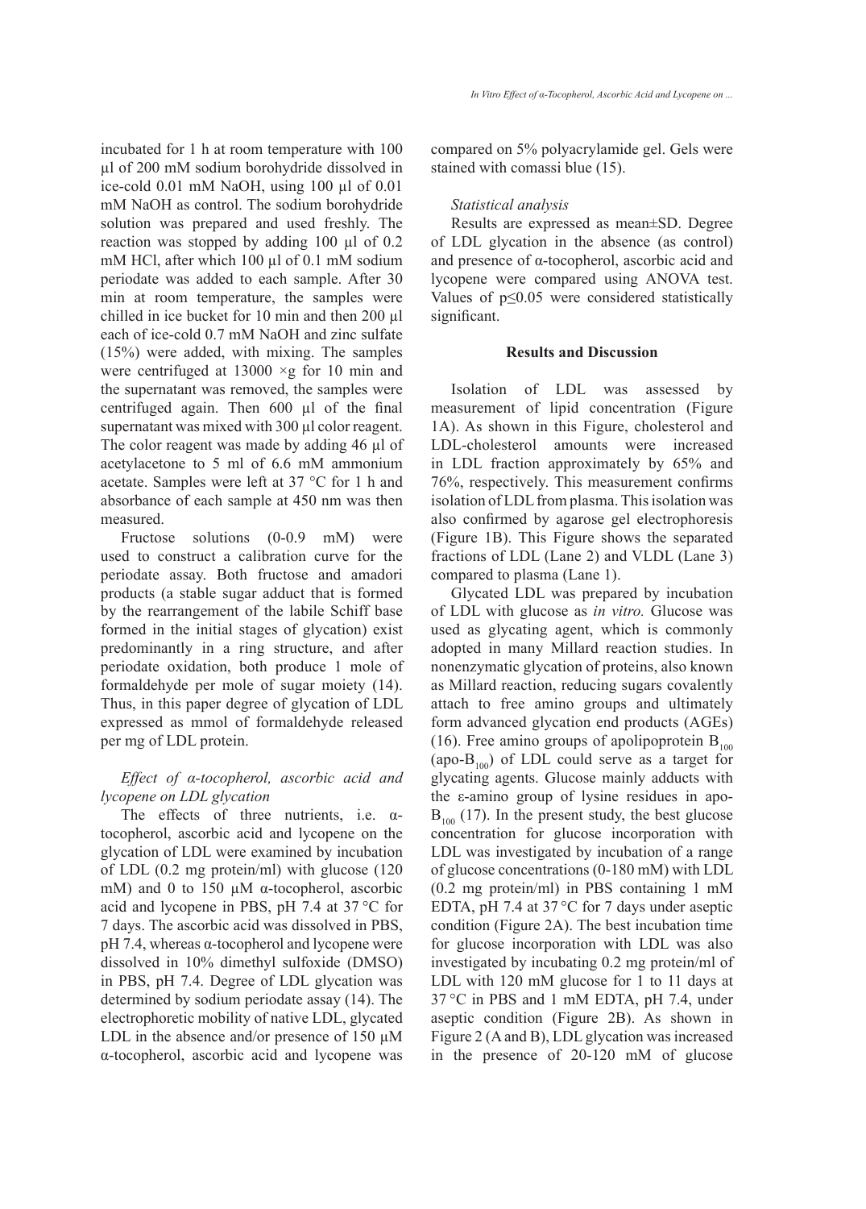incubated for 1 h at room temperature with 100 µl of 200 mM sodium borohydride dissolved in ice-cold 0.01 mM NaOH, using 100 µl of 0.01 mM NaOH as control. The sodium borohydride solution was prepared and used freshly. The reaction was stopped by adding 100 µl of 0.2 mM HCl, after which 100 µl of 0.1 mM sodium periodate was added to each sample. After 30 min at room temperature, the samples were chilled in ice bucket for 10 min and then 200 µl each of ice-cold 0.7 mM NaOH and zinc sulfate (15%) were added, with mixing. The samples were centrifuged at 13000 ×g for 10 min and the supernatant was removed, the samples were centrifuged again. Then 600 µl of the final supernatant was mixed with 300 µl color reagent. The color reagent was made by adding 46 µl of acetylacetone to 5 ml of 6.6 mM ammonium acetate. Samples were left at 37 °C for 1 h and absorbance of each sample at 450 nm was then measured.

Fructose solutions (0-0.9 mM) were used to construct a calibration curve for the periodate assay. Both fructose and amadori products (a stable sugar adduct that is formed by the rearrangement of the labile Schiff base formed in the initial stages of glycation) exist predominantly in a ring structure, and after periodate oxidation, both produce 1 mole of formaldehyde per mole of sugar moiety (14). Thus, in this paper degree of glycation of LDL expressed as mmol of formaldehyde released per mg of LDL protein.

### *Effect of α-tocopherol, ascorbic acid and lycopene on LDL glycation*

The effects of three nutrients, i.e. α-tocopherol, ascorbic acid and lycopene on the glycation of LDL were examined by incubation of LDL (0.2 mg protein/ml) with glucose (120 mM) and 0 to 150 µM α-tocopherol, ascorbic acid and lycopene in PBS, pH 7.4 at 37 °C for 7 days. The ascorbic acid was dissolved in PBS, pH 7.4, whereas α-tocopherol and lycopene were dissolved in 10% dimethyl sulfoxide (DMSO) in PBS, pH 7.4. Degree of LDL glycation was determined by sodium periodate assay (14). The electrophoretic mobility of native LDL, glycated LDL in the absence and/or presence of 150 µM α-tocopherol, ascorbic acid and lycopene was compared on 5% polyacrylamide gel. Gels were stained with comassi blue (15).

### *Statistical analysis*

Results are expressed as mean±SD. Degree of LDL glycation in the absence (as control) and presence of α-tocopherol, ascorbic acid and lycopene were compared using ANOVA test. Values of $p \leq 0.05$ were considered statistically significant.

## Results and Discussion

Isolation of LDL was assessed by measurement of lipid concentration (Figure 1A). As shown in this Figure, cholesterol and LDL-cholesterol amounts were increased in LDL fraction approximately by 65% and 76%, respectively. This measurement confirms isolation of LDL from plasma. This isolation was also confirmed by agarose gel electrophoresis (Figure 1B). This Figure shows the separated fractions of LDL (Lane 2) and VLDL (Lane 3) compared to plasma (Lane 1).

Glycated LDL was prepared by incubation of LDL with glucose as *in vitro.* Glucose was used as glycating agent, which is commonly adopted in many Millard reaction studies. In nonenzymatic glycation of proteins, also known as Millard reaction, reducing sugars covalently attach to free amino groups and ultimately form advanced glycation end products (AGEs) (16). Free amino groups of apolipoprotein $B_{100}$ (apo-$B_{100}$) of LDL could serve as a target for glycating agents. Glucose mainly adducts with the ε-amino group of lysine residues in apo-$B_{100}$ (17). In the present study, the best glucose concentration for glucose incorporation with LDL was investigated by incubation of a range of glucose concentrations (0-180 mM) with LDL (0.2 mg protein/ml) in PBS containing 1 mM EDTA, pH 7.4 at 37 °C for 7 days under aseptic condition (Figure 2A). The best incubation time for glucose incorporation with LDL was also investigated by incubating 0.2 mg protein/ml of LDL with 120 mM glucose for 1 to 11 days at 37 °C in PBS and 1 mM EDTA, pH 7.4, under aseptic condition (Figure 2B). As shown in Figure 2 (A and B), LDL glycation was increased in the presence of 20-120 mM of glucose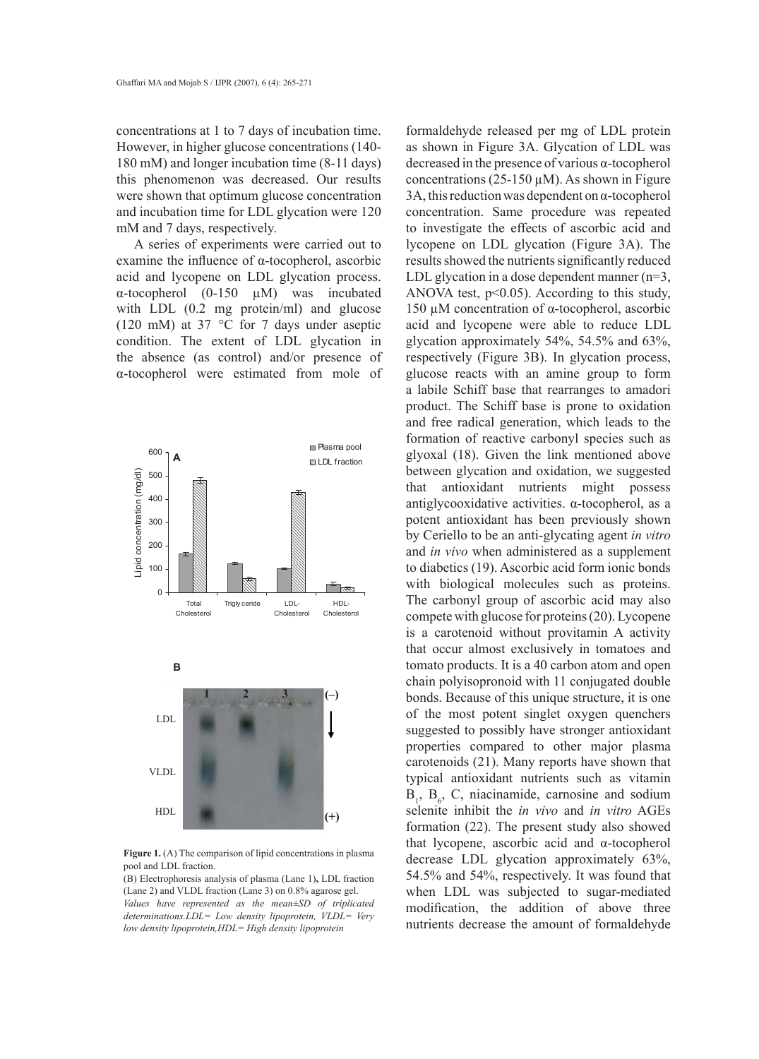concentrations at 1 to 7 days of incubation time. However, in higher glucose concentrations (140-180 mM) and longer incubation time (8-11 days) this phenomenon was decreased. Our results were shown that optimum glucose concentration and incubation time for LDL glycation were 120 mM and 7 days, respectively.

A series of experiments were carried out to examine the influence of α-tocopherol, ascorbic acid and lycopene on LDL glycation process. α-tocopherol (0-150 μM) was incubated with LDL (0.2 mg protein/ml) and glucose (120 mM) at 37 °C for 7 days under aseptic condition. The extent of LDL glycation in the absence (as control) and/or presence of α-tocopherol were estimated from mole of formaldehyde released per mg of LDL protein as shown in Figure 3A. Glycation of LDL was decreased in the presence of various α-tocopherol concentrations (25-150 μM). As shown in Figure 3A, this reduction was dependent on α-tocopherol concentration. Same procedure was repeated to investigate the effects of ascorbic acid and lycopene on LDL glycation (Figure 3A). The results showed the nutrients significantly reduced LDL glycation in a dose dependent manner (n=3, ANOVA test, $p<0.05$). According to this study, 150 μM concentration of α-tocopherol, ascorbic acid and lycopene were able to reduce LDL glycation approximately 54%, 54.5% and 63%, respectively (Figure 3B). In glycation process, glucose reacts with an amine group to form a labile Schiff base that rearranges to amadori product. The Schiff base is prone to oxidation and free radical generation, which leads to the formation of reactive carbonyl species such as glyoxal (18). Given the link mentioned above between glycation and oxidation, we suggested that antioxidant nutrients might possess antiglycooxidative activities. α-tocopherol, as a potent antioxidant has been previously shown by Ceriello to be an anti-glycating agent *in vitro* and *in vivo* when administered as a supplement to diabetics (19). Ascorbic acid form ionic bonds with biological molecules such as proteins. The carbonyl group of ascorbic acid may also compete with glucose for proteins (20). Lycopene is a carotenoid without provitamin A activity that occur almost exclusively in tomatoes and tomato products. It is a 40 carbon atom and open chain polyisoprenoid with 11 conjugated double bonds. Because of this unique structure, it is one of the most potent singlet oxygen quenchers suggested to possibly have stronger antioxidant properties compared to other major plasma carotenoids (21). Many reports have shown that typical antioxidant nutrients such as vitamin $B_1$, $B_6$, C, niacinamide, carnosine and sodium selenite inhibit the *in vivo* and *in vitro* AGEs formation (22). The present study also showed that lycopene, ascorbic acid and α-tocopherol decrease LDL glycation approximately 63%, 54.5% and 54%, respectively. It was found that when LDL was subjected to sugar-mediated modification, the addition of above three nutrients decrease the amount of formaldehyde

**Figure 1.** (A) The comparison of lipid concentrations in plasma pool and LDL fraction.
(B) Electrophoresis analysis of plasma (Lane 1)**,** LDL fraction (Lane 2) and VLDL fraction (Lane 3) on 0.8% agarose gel.
*Values have represented as the mean±SD of triplicated determinations.LDL= Low density lipoprotein, VLDL= Very low density lipoprotein,HDL= High density lipoprotein*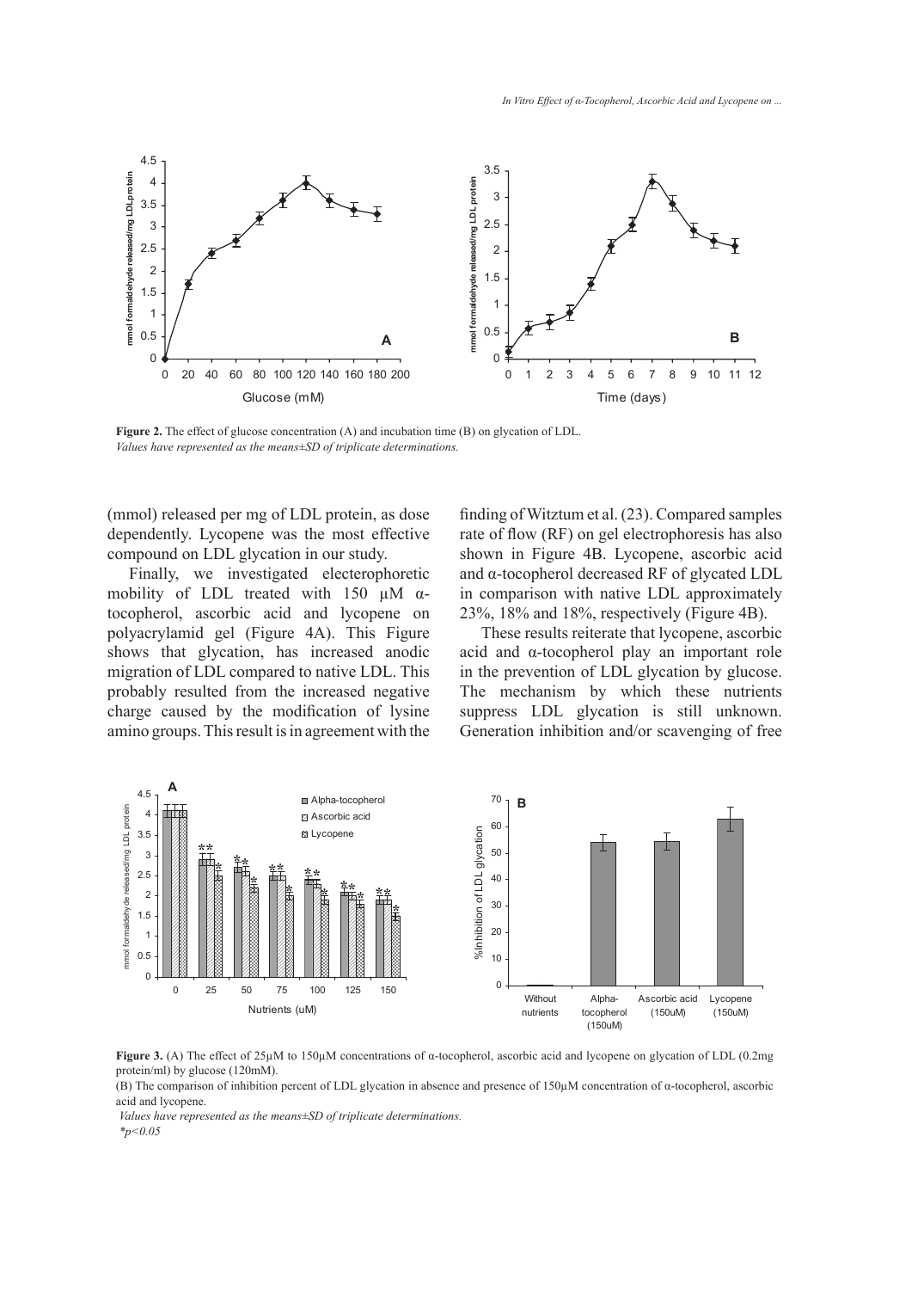**Figure 2.** The effect of glucose concentration (A) and incubation time (B) on glycation of LDL.
*Values have represented as the means±SD of triplicate determinations.*

(mmol) released per mg of LDL protein, as dose dependently. Lycopene was the most effective compound on LDL glycation in our study.

Finally, we investigated electerophoretic mobility of LDL treated with 150 μM α-tocopherol, ascorbic acid and lycopene on polyacrylamid gel (Figure 4A). This Figure shows that glycation, has increased anodic migration of LDL compared to native LDL. This probably resulted from the increased negative charge caused by the modification of lysine amino groups. This result is in agreement with the finding of Witztum et al. (23). Compared samples rate of flow (RF) on gel electrophoresis has also shown in Figure 4B. Lycopene, ascorbic acid and α-tocopherol decreased RF of glycated LDL in comparison with native LDL approximately 23%, 18% and 18%, respectively (Figure 4B).

These results reiterate that lycopene, ascorbic acid and α-tocopherol play an important role in the prevention of LDL glycation by glucose. The mechanism by which these nutrients suppress LDL glycation is still unknown. Generation inhibition and/or scavenging of free

**Figure 3.** (A) The effect of 25μM to 150μM concentrations of α-tocopherol, ascorbic acid and lycopene on glycation of LDL (0.2mg protein/ml) by glucose (120mM).
(B) The comparison of inhibition percent of LDL glycation in absence and presence of 150μM concentration of α-tocopherol, ascorbic acid and lycopene.
*Values have represented as the means±SD of triplicate determinations.*
*$p<0.05$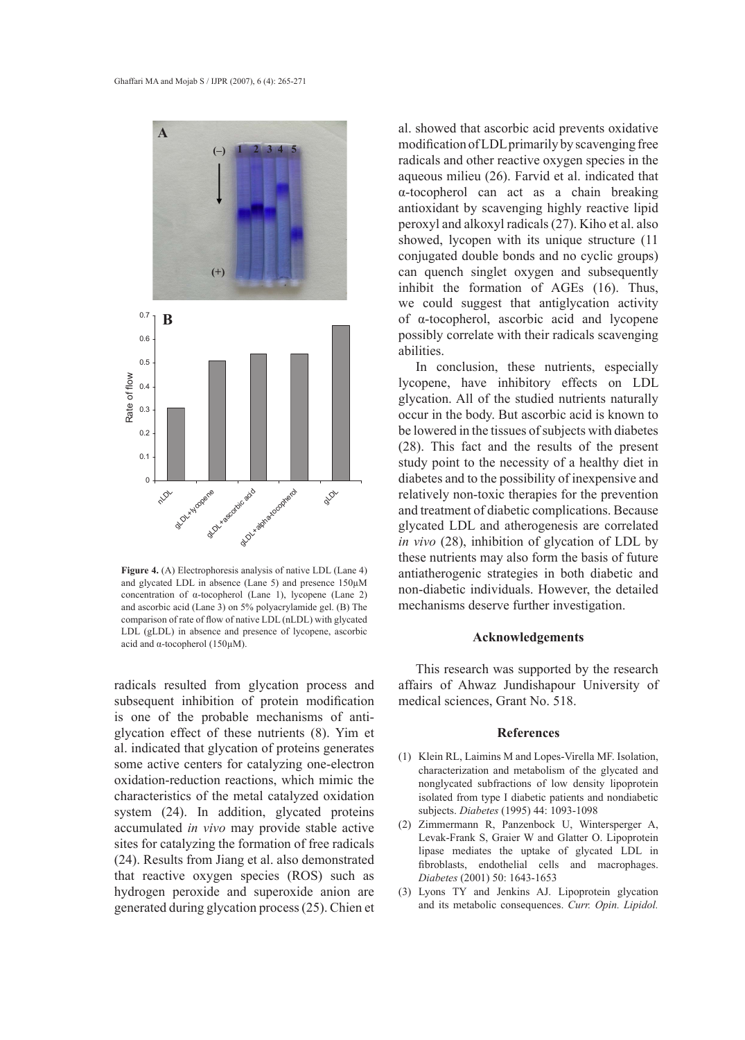**Figure 4.** (A) Electrophoresis analysis of native LDL (Lane 4) and glycated LDL in absence (Lane 5) and presence 150µM concentration of α-tocopherol (Lane 1), lycopene (Lane 2) and ascorbic acid (Lane 3) on 5% polyacrylamide gel. (B) The comparison of rate of flow of native LDL (nLDL) with glycated LDL (gLDL) in absence and presence of lycopene, ascorbic acid and α-tocopherol (150µM).

radicals resulted from glycation process and subsequent inhibition of protein modification is one of the probable mechanisms of anti-glycation effect of these nutrients (8). Yim et al. indicated that glycation of proteins generates some active centers for catalyzing one-electron oxidation-reduction reactions, which mimic the characteristics of the metal catalyzed oxidation system (24). In addition, glycated proteins accumulated *in vivo* may provide stable active sites for catalyzing the formation of free radicals (24). Results from Jiang et al. also demonstrated that reactive oxygen species (ROS) such as hydrogen peroxide and superoxide anion are generated during glycation process (25). Chien et al. showed that ascorbic acid prevents oxidative modification of LDL primarily by scavenging free radicals and other reactive oxygen species in the aqueous milieu (26). Farvid et al. indicated that α-tocopherol can act as a chain breaking antioxidant by scavenging highly reactive lipid peroxyl and alkoxyl radicals (27). Kiho et al. also showed, lycopen with its unique structure (11 conjugated double bonds and no cyclic groups) can quench singlet oxygen and subsequently inhibit the formation of AGEs (16). Thus, we could suggest that antiglycation activity of α-tocopherol, ascorbic acid and lycopene possibly correlate with their radicals scavenging abilities.

In conclusion, these nutrients, especially lycopene, have inhibitory effects on LDL glycation. All of the studied nutrients naturally occur in the body. But ascorbic acid is known to be lowered in the tissues of subjects with diabetes (28). This fact and the results of the present study point to the necessity of a healthy diet in diabetes and to the possibility of inexpensive and relatively non-toxic therapies for the prevention and treatment of diabetic complications. Because glycated LDL and atherogenesis are correlated *in vivo* (28), inhibition of glycation of LDL by these nutrients may also form the basis of future antiatherogenic strategies in both diabetic and non-diabetic individuals. However, the detailed mechanisms deserve further investigation.

## Acknowledgements

This research was supported by the research affairs of Ahwaz Jundishapour University of medical sciences, Grant No. 518.

## References

(1) Klein RL, Laimins M and Lopes-Virella MF. Isolation, characterization and metabolism of the glycated and nonglycated subfractions of low density lipoprotein isolated from type I diabetic patients and nondiabetic subjects. *Diabetes* (1995) 44: 1093-1098

(2) Zimmermann R, Panzenbock U, Wintersperger A, Levak-Frank S, Graier W and Glatter O. Lipoprotein lipase mediates the uptake of glycated LDL in fibroblasts, endothelial cells and macrophages. *Diabetes* (2001) 50: 1643-1653

(3) Lyons TY and Jenkins AJ. Lipoprotein glycation and its metabolic consequences. *Curr. Opin. Lipidol.*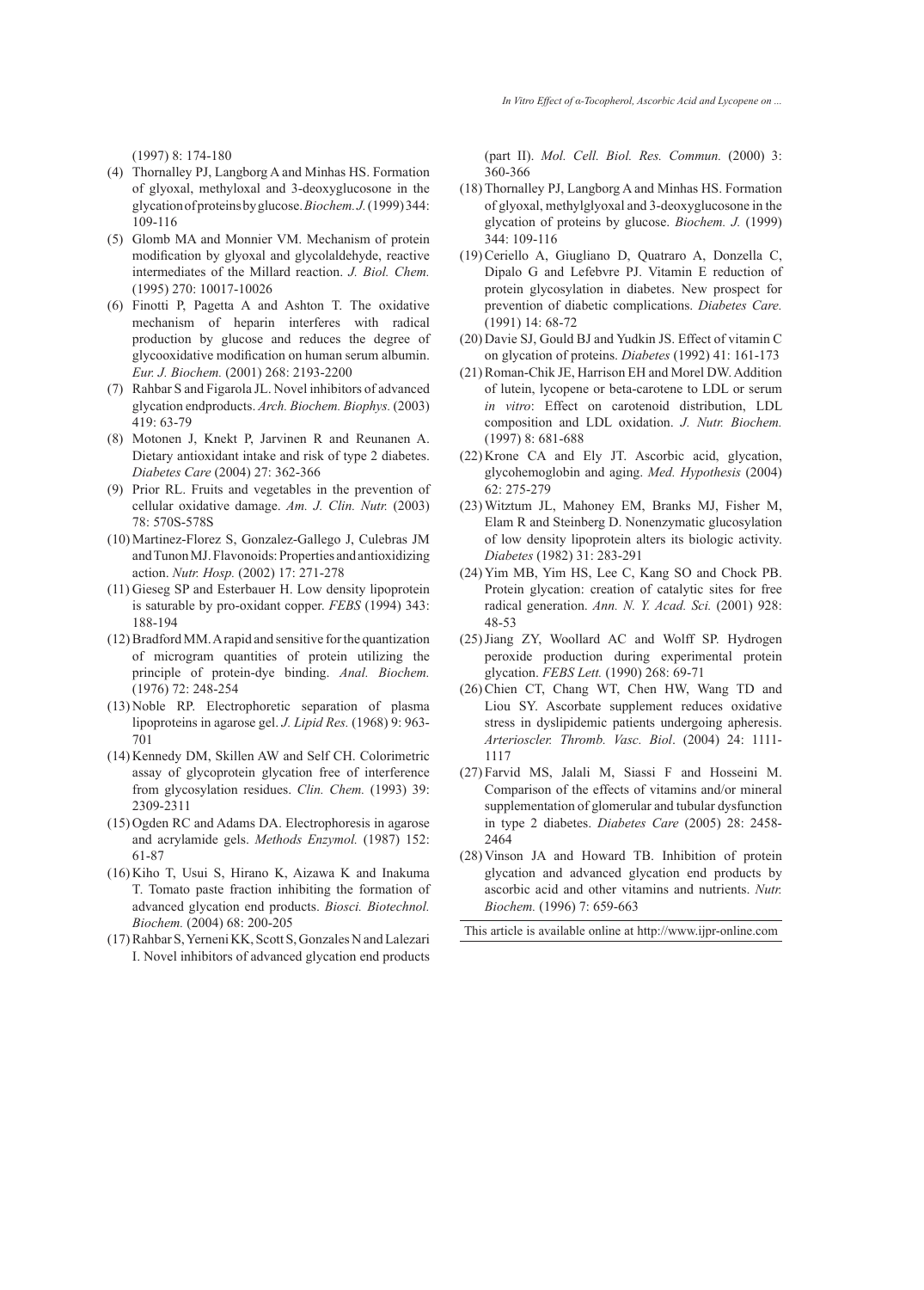(1997) 8: 174-180

(4) Thornalley PJ, Langborg A and Minhas HS. Formation of glyoxal, methyloxal and 3-deoxyglucosone in the glycation of proteins by glucose. *Biochem. J.* (1999) 344: 109-116
(5) Glomb MA and Monnier VM. Mechanism of protein modification by glyoxal and glycolaldehyde, reactive intermediates of the Millard reaction. *J. Biol. Chem.* (1995) 270: 10017-10026
(6) Finotti P, Pagetta A and Ashton T. The oxidative mechanism of heparin interferes with radical production by glucose and reduces the degree of glycooxidative modification on human serum albumin. *Eur. J. Biochem.* (2001) 268: 2193-2200
(7) Rahbar S and Figarola JL. Novel inhibitors of advanced glycation endproducts. *Arch. Biochem. Biophys.* (2003) 419: 63-79
(8) Motonen J, Knekt P, Jarvinen R and Reunanen A. Dietary antioxidant intake and risk of type 2 diabetes. *Diabetes Care* (2004) 27: 362-366
(9) Prior RL. Fruits and vegetables in the prevention of cellular oxidative damage. *Am. J. Clin. Nutr.* (2003) 78: 570S-578S
(10) Martinez-Florez S, Gonzalez-Gallego J, Culebras JM and Tunon MJ. Flavonoids: Properties and antioxidizing action. *Nutr. Hosp.* (2002) 17: 271-278
(11) Gieseg SP and Esterbauer H. Low density lipoprotein is saturable by pro-oxidant copper. *FEBS* (1994) 343: 188-194
(12) Bradford MM. A rapid and sensitive for the quantization of microgram quantities of protein utilizing the principle of protein-dye binding. *Anal. Biochem.* (1976) 72: 248-254
(13) Noble RP. Electrophoretic separation of plasma lipoproteins in agarose gel. *J. Lipid Res.* (1968) 9: 963-701
(14) Kennedy DM, Skillen AW and Self CH. Colorimetric assay of glycoprotein glycation free of interference from glycosylation residues. *Clin. Chem.* (1993) 39: 2309-2311
(15) Ogden RC and Adams DA. Electrophoresis in agarose and acrylamide gels. *Methods Enzymol.* (1987) 152: 61-87
(16) Kiho T, Usui S, Hirano K, Aizawa K and Inakuma T. Tomato paste fraction inhibiting the formation of advanced glycation end products. *Biosci. Biotechnol. Biochem.* (2004) 68: 200-205
(17) Rahbar S, Yerneni KK, Scott S, Gonzales N and Lalezari I. Novel inhibitors of advanced glycation end products (part II). *Mol. Cell. Biol. Res. Commun.* (2000) 3: 360-366
(18) Thornalley PJ, Langborg A and Minhas HS. Formation of glyoxal, methylglyoxal and 3-deoxyglucosone in the glycation of proteins by glucose. *Biochem. J.* (1999) 344: 109-116
(19) Ceriello A, Giugliano D, Quatraro A, Donzella C, Dipalo G and Lefebvre PJ. Vitamin E reduction of protein glycosylation in diabetes. New prospect for prevention of diabetic complications. *Diabetes Care.* (1991) 14: 68-72
(20) Davie SJ, Gould BJ and Yudkin JS. Effect of vitamin C on glycation of proteins. *Diabetes* (1992) 41: 161-173
(21) Roman-Chik JE, Harrison EH and Morel DW. Addition of lutein, lycopene or beta-carotene to LDL or serum *in vitro*: Effect on carotenoid distribution, LDL composition and LDL oxidation. *J. Nutr. Biochem.* (1997) 8: 681-688
(22) Krone CA and Ely JT. Ascorbic acid, glycation, glycohemoglobin and aging. *Med. Hypothesis* (2004) 62: 275-279
(23) Witztum JL, Mahoney EM, Branks MJ, Fisher M, Elam R and Steinberg D. Nonenzymatic glucosylation of low density lipoprotein alters its biologic activity. *Diabetes* (1982) 31: 283-291
(24) Yim MB, Yim HS, Lee C, Kang SO and Chock PB. Protein glycation: creation of catalytic sites for free radical generation. *Ann. N. Y. Acad. Sci.* (2001) 928: 48-53
(25) Jiang ZY, Woollard AC and Wolff SP. Hydrogen peroxide production during experimental protein glycation. *FEBS Lett.* (1990) 268: 69-71
(26) Chien CT, Chang WT, Chen HW, Wang TD and Liou SY. Ascorbate supplement reduces oxidative stress in dyslipidemic patients undergoing apheresis. *Arterioscler. Thromb. Vasc. Biol*. (2004) 24: 1111-1117
(27) Farvid MS, Jalali M, Siassi F and Hosseini M. Comparison of the effects of vitamins and/or mineral supplementation of glomerular and tubular dysfunction in type 2 diabetes. *Diabetes Care* (2005) 28: 2458-2464
(28) Vinson JA and Howard TB. Inhibition of protein glycation and advanced glycation end products by ascorbic acid and other vitamins and nutrients. *Nutr. Biochem.* (1996) 7: 659-663

This article is available online at http://www.ijpr-online.com